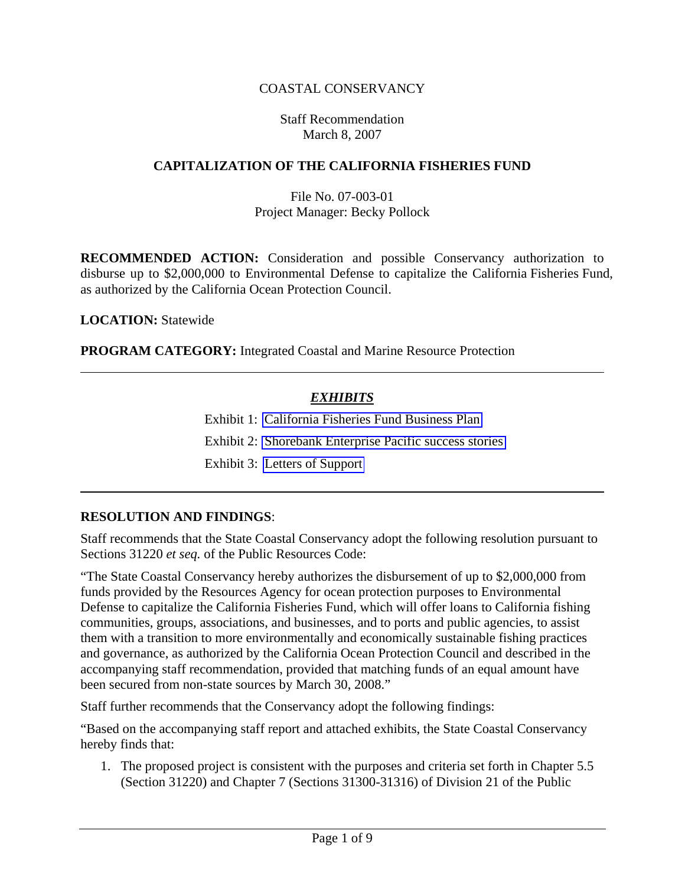COASTAL CONSERVANCY

Staff Recommendation
March 8, 2007

# CAPITALIZATION OF THE CALIFORNIA FISHERIES FUND

File No. 07-003-01
Project Manager: Becky Pollock

**RECOMMENDED ACTION:** Consideration and possible Conservancy authorization to disburse up to $2,000,000 to Environmental Defense to capitalize the California Fisheries Fund, as authorized by the California Ocean Protection Council.

**LOCATION:** Statewide

**PROGRAM CATEGORY:** Integrated Coastal and Marine Resource Protection

---

## *EXHIBITS*

Exhibit 1: California Fisheries Fund Business Plan

Exhibit 2: Shorebank Enterprise Pacific success stories

Exhibit 3: Letters of Support

---

**RESOLUTION AND FINDINGS**:

Staff recommends that the State Coastal Conservancy adopt the following resolution pursuant to Sections 31220 *et seq.* of the Public Resources Code:

"The State Coastal Conservancy hereby authorizes the disbursement of up to $2,000,000 from funds provided by the Resources Agency for ocean protection purposes to Environmental Defense to capitalize the California Fisheries Fund, which will offer loans to California fishing communities, groups, associations, and businesses, and to ports and public agencies, to assist them with a transition to more environmentally and economically sustainable fishing practices and governance, as authorized by the California Ocean Protection Council and described in the accompanying staff recommendation, provided that matching funds of an equal amount have been secured from non-state sources by March 30, 2008."

Staff further recommends that the Conservancy adopt the following findings:

"Based on the accompanying staff report and attached exhibits, the State Coastal Conservancy hereby finds that:

1. The proposed project is consistent with the purposes and criteria set forth in Chapter 5.5 (Section 31220) and Chapter 7 (Sections 31300-31316) of Division 21 of the Public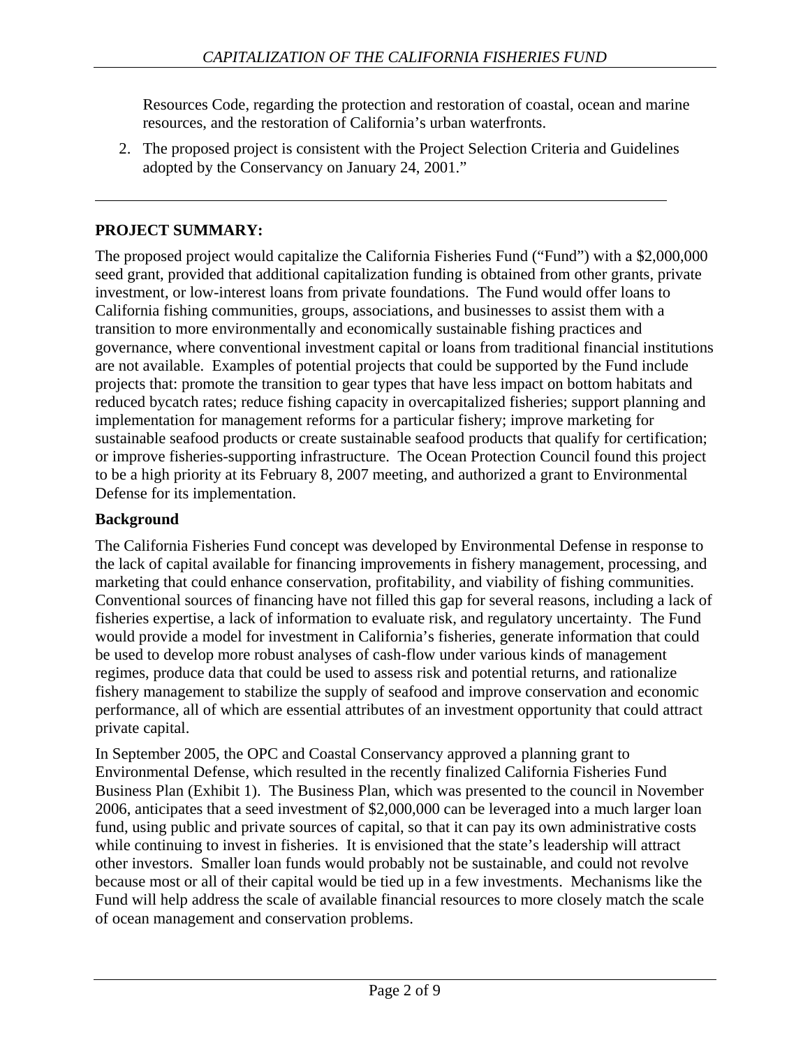Resources Code, regarding the protection and restoration of coastal, ocean and marine resources, and the restoration of California's urban waterfronts.

2. The proposed project is consistent with the Project Selection Criteria and Guidelines adopted by the Conservancy on January 24, 2001."

---

## PROJECT SUMMARY:

The proposed project would capitalize the California Fisheries Fund ("Fund") with a $2,000,000 seed grant, provided that additional capitalization funding is obtained from other grants, private investment, or low-interest loans from private foundations. The Fund would offer loans to California fishing communities, groups, associations, and businesses to assist them with a transition to more environmentally and economically sustainable fishing practices and governance, where conventional investment capital or loans from traditional financial institutions are not available. Examples of potential projects that could be supported by the Fund include projects that: promote the transition to gear types that have less impact on bottom habitats and reduced bycatch rates; reduce fishing capacity in overcapitalized fisheries; support planning and implementation for management reforms for a particular fishery; improve marketing for sustainable seafood products or create sustainable seafood products that qualify for certification; or improve fisheries-supporting infrastructure. The Ocean Protection Council found this project to be a high priority at its February 8, 2007 meeting, and authorized a grant to Environmental Defense for its implementation.

### Background

The California Fisheries Fund concept was developed by Environmental Defense in response to the lack of capital available for financing improvements in fishery management, processing, and marketing that could enhance conservation, profitability, and viability of fishing communities. Conventional sources of financing have not filled this gap for several reasons, including a lack of fisheries expertise, a lack of information to evaluate risk, and regulatory uncertainty. The Fund would provide a model for investment in California's fisheries, generate information that could be used to develop more robust analyses of cash-flow under various kinds of management regimes, produce data that could be used to assess risk and potential returns, and rationalize fishery management to stabilize the supply of seafood and improve conservation and economic performance, all of which are essential attributes of an investment opportunity that could attract private capital.

In September 2005, the OPC and Coastal Conservancy approved a planning grant to Environmental Defense, which resulted in the recently finalized California Fisheries Fund Business Plan (Exhibit 1). The Business Plan, which was presented to the council in November 2006, anticipates that a seed investment of $2,000,000 can be leveraged into a much larger loan fund, using public and private sources of capital, so that it can pay its own administrative costs while continuing to invest in fisheries. It is envisioned that the state's leadership will attract other investors. Smaller loan funds would probably not be sustainable, and could not revolve because most or all of their capital would be tied up in a few investments. Mechanisms like the Fund will help address the scale of available financial resources to more closely match the scale of ocean management and conservation problems.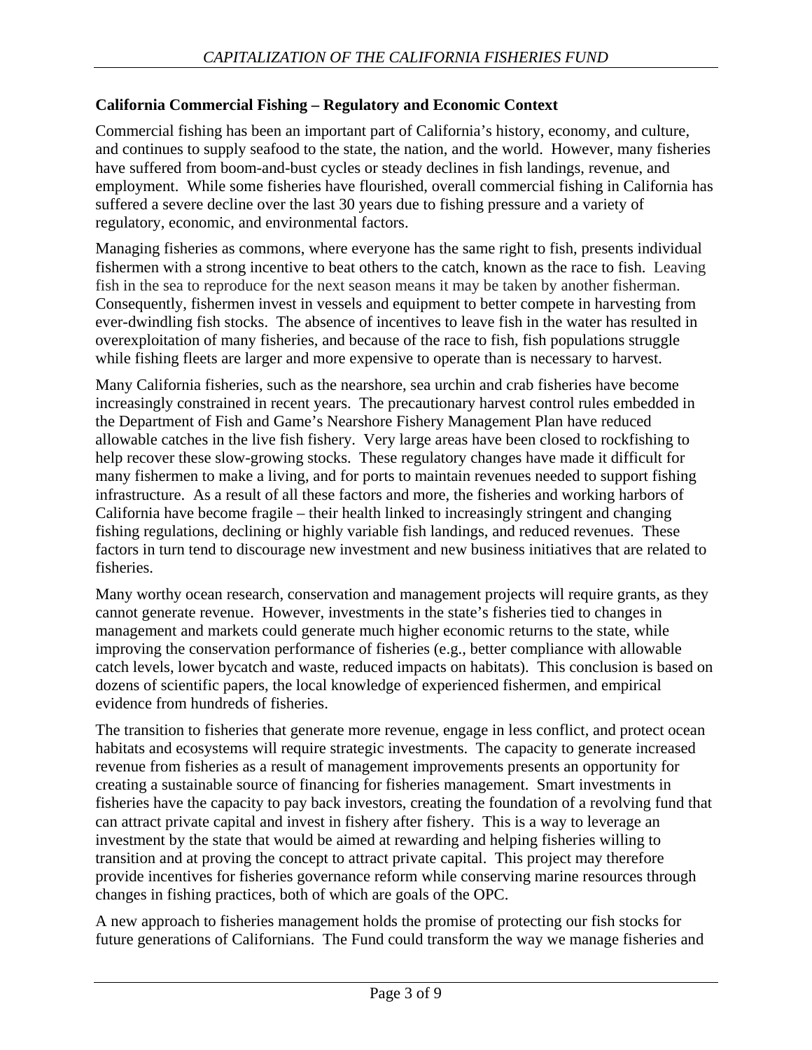**California Commercial Fishing – Regulatory and Economic Context**

Commercial fishing has been an important part of California's history, economy, and culture, and continues to supply seafood to the state, the nation, and the world. However, many fisheries have suffered from boom-and-bust cycles or steady declines in fish landings, revenue, and employment. While some fisheries have flourished, overall commercial fishing in California has suffered a severe decline over the last 30 years due to fishing pressure and a variety of regulatory, economic, and environmental factors.

Managing fisheries as commons, where everyone has the same right to fish, presents individual fishermen with a strong incentive to beat others to the catch, known as the race to fish. Leaving fish in the sea to reproduce for the next season means it may be taken by another fisherman. Consequently, fishermen invest in vessels and equipment to better compete in harvesting from ever-dwindling fish stocks. The absence of incentives to leave fish in the water has resulted in overexploitation of many fisheries, and because of the race to fish, fish populations struggle while fishing fleets are larger and more expensive to operate than is necessary to harvest.

Many California fisheries, such as the nearshore, sea urchin and crab fisheries have become increasingly constrained in recent years. The precautionary harvest control rules embedded in the Department of Fish and Game's Nearshore Fishery Management Plan have reduced allowable catches in the live fish fishery. Very large areas have been closed to rockfishing to help recover these slow-growing stocks. These regulatory changes have made it difficult for many fishermen to make a living, and for ports to maintain revenues needed to support fishing infrastructure. As a result of all these factors and more, the fisheries and working harbors of California have become fragile – their health linked to increasingly stringent and changing fishing regulations, declining or highly variable fish landings, and reduced revenues. These factors in turn tend to discourage new investment and new business initiatives that are related to fisheries.

Many worthy ocean research, conservation and management projects will require grants, as they cannot generate revenue. However, investments in the state's fisheries tied to changes in management and markets could generate much higher economic returns to the state, while improving the conservation performance of fisheries (e.g., better compliance with allowable catch levels, lower bycatch and waste, reduced impacts on habitats). This conclusion is based on dozens of scientific papers, the local knowledge of experienced fishermen, and empirical evidence from hundreds of fisheries.

The transition to fisheries that generate more revenue, engage in less conflict, and protect ocean habitats and ecosystems will require strategic investments. The capacity to generate increased revenue from fisheries as a result of management improvements presents an opportunity for creating a sustainable source of financing for fisheries management. Smart investments in fisheries have the capacity to pay back investors, creating the foundation of a revolving fund that can attract private capital and invest in fishery after fishery. This is a way to leverage an investment by the state that would be aimed at rewarding and helping fisheries willing to transition and at proving the concept to attract private capital. This project may therefore provide incentives for fisheries governance reform while conserving marine resources through changes in fishing practices, both of which are goals of the OPC.

A new approach to fisheries management holds the promise of protecting our fish stocks for future generations of Californians. The Fund could transform the way we manage fisheries and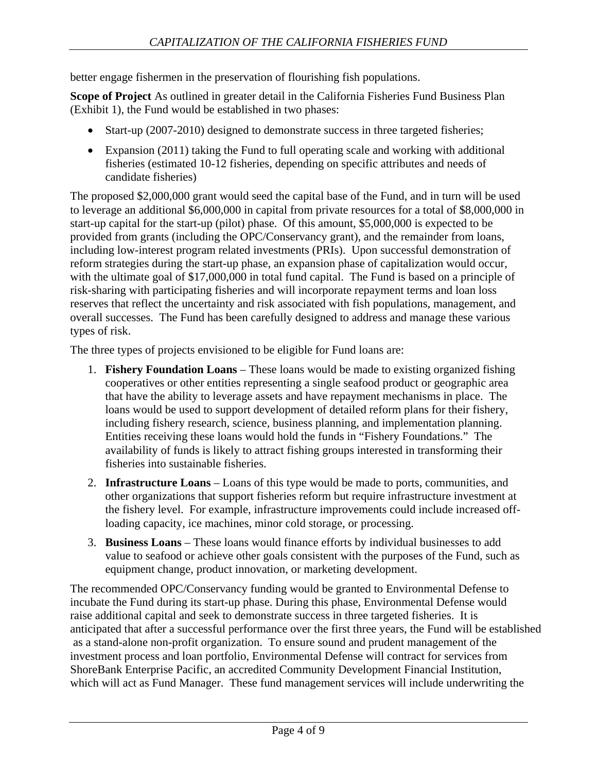better engage fishermen in the preservation of flourishing fish populations.

**Scope of Project** As outlined in greater detail in the California Fisheries Fund Business Plan (Exhibit 1), the Fund would be established in two phases:

- Start-up (2007-2010) designed to demonstrate success in three targeted fisheries;
- Expansion (2011) taking the Fund to full operating scale and working with additional fisheries (estimated 10-12 fisheries, depending on specific attributes and needs of candidate fisheries)

The proposed $2,000,000 grant would seed the capital base of the Fund, and in turn will be used to leverage an additional $6,000,000 in capital from private resources for a total of $8,000,000 in start-up capital for the start-up (pilot) phase. Of this amount, $5,000,000 is expected to be provided from grants (including the OPC/Conservancy grant), and the remainder from loans, including low-interest program related investments (PRIs). Upon successful demonstration of reform strategies during the start-up phase, an expansion phase of capitalization would occur, with the ultimate goal of $17,000,000 in total fund capital. The Fund is based on a principle of risk-sharing with participating fisheries and will incorporate repayment terms and loan loss reserves that reflect the uncertainty and risk associated with fish populations, management, and overall successes. The Fund has been carefully designed to address and manage these various types of risk.

The three types of projects envisioned to be eligible for Fund loans are:

1. **Fishery Foundation Loans** – These loans would be made to existing organized fishing cooperatives or other entities representing a single seafood product or geographic area that have the ability to leverage assets and have repayment mechanisms in place. The loans would be used to support development of detailed reform plans for their fishery, including fishery research, science, business planning, and implementation planning. Entities receiving these loans would hold the funds in "Fishery Foundations." The availability of funds is likely to attract fishing groups interested in transforming their fisheries into sustainable fisheries.
2. **Infrastructure Loans** – Loans of this type would be made to ports, communities, and other organizations that support fisheries reform but require infrastructure investment at the fishery level. For example, infrastructure improvements could include increased off-loading capacity, ice machines, minor cold storage, or processing.
3. **Business Loans** – These loans would finance efforts by individual businesses to add value to seafood or achieve other goals consistent with the purposes of the Fund, such as equipment change, product innovation, or marketing development.

The recommended OPC/Conservancy funding would be granted to Environmental Defense to incubate the Fund during its start-up phase. During this phase, Environmental Defense would raise additional capital and seek to demonstrate success in three targeted fisheries. It is anticipated that after a successful performance over the first three years, the Fund will be established as a stand-alone non-profit organization. To ensure sound and prudent management of the investment process and loan portfolio, Environmental Defense will contract for services from ShoreBank Enterprise Pacific, an accredited Community Development Financial Institution, which will act as Fund Manager. These fund management services will include underwriting the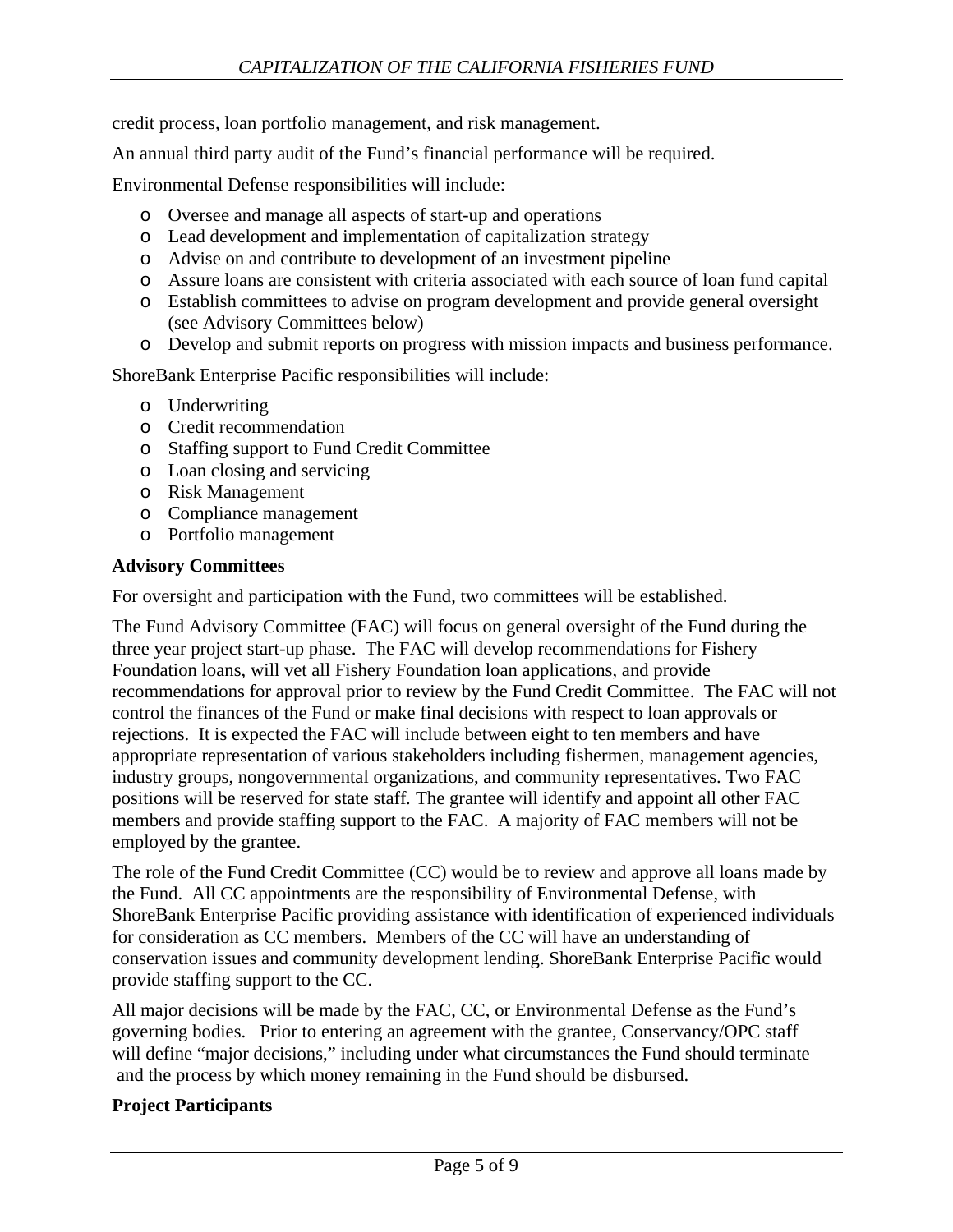credit process, loan portfolio management, and risk management.

An annual third party audit of the Fund's financial performance will be required.

Environmental Defense responsibilities will include:

- Oversee and manage all aspects of start-up and operations
- Lead development and implementation of capitalization strategy
- Advise on and contribute to development of an investment pipeline
- Assure loans are consistent with criteria associated with each source of loan fund capital
- Establish committees to advise on program development and provide general oversight (see Advisory Committees below)
- Develop and submit reports on progress with mission impacts and business performance.

ShoreBank Enterprise Pacific responsibilities will include:

- Underwriting
- Credit recommendation
- Staffing support to Fund Credit Committee
- Loan closing and servicing
- Risk Management
- Compliance management
- Portfolio management

**Advisory Committees**

For oversight and participation with the Fund, two committees will be established.

The Fund Advisory Committee (FAC) will focus on general oversight of the Fund during the three year project start-up phase. The FAC will develop recommendations for Fishery Foundation loans, will vet all Fishery Foundation loan applications, and provide recommendations for approval prior to review by the Fund Credit Committee. The FAC will not control the finances of the Fund or make final decisions with respect to loan approvals or rejections. It is expected the FAC will include between eight to ten members and have appropriate representation of various stakeholders including fishermen, management agencies, industry groups, nongovernmental organizations, and community representatives. Two FAC positions will be reserved for state staff. The grantee will identify and appoint all other FAC members and provide staffing support to the FAC. A majority of FAC members will not be employed by the grantee.

The role of the Fund Credit Committee (CC) would be to review and approve all loans made by the Fund. All CC appointments are the responsibility of Environmental Defense, with ShoreBank Enterprise Pacific providing assistance with identification of experienced individuals for consideration as CC members. Members of the CC will have an understanding of conservation issues and community development lending. ShoreBank Enterprise Pacific would provide staffing support to the CC.

All major decisions will be made by the FAC, CC, or Environmental Defense as the Fund's governing bodies. Prior to entering an agreement with the grantee, Conservancy/OPC staff will define "major decisions," including under what circumstances the Fund should terminate and the process by which money remaining in the Fund should be disbursed.

**Project Participants**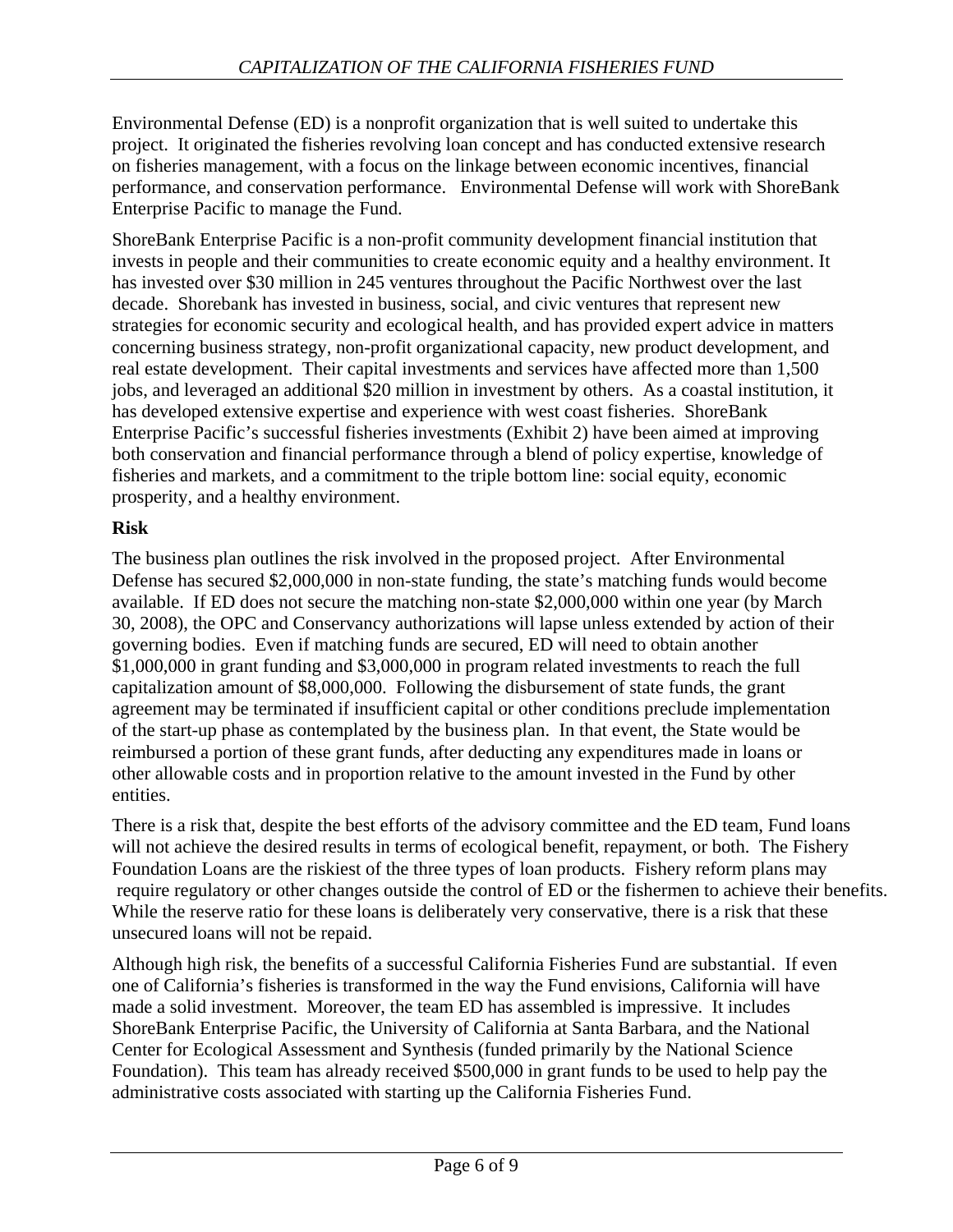Environmental Defense (ED) is a nonprofit organization that is well suited to undertake this project. It originated the fisheries revolving loan concept and has conducted extensive research on fisheries management, with a focus on the linkage between economic incentives, financial performance, and conservation performance. Environmental Defense will work with ShoreBank Enterprise Pacific to manage the Fund.

ShoreBank Enterprise Pacific is a non-profit community development financial institution that invests in people and their communities to create economic equity and a healthy environment. It has invested over $30 million in 245 ventures throughout the Pacific Northwest over the last decade. Shorebank has invested in business, social, and civic ventures that represent new strategies for economic security and ecological health, and has provided expert advice in matters concerning business strategy, non-profit organizational capacity, new product development, and real estate development. Their capital investments and services have affected more than 1,500 jobs, and leveraged an additional $20 million in investment by others. As a coastal institution, it has developed extensive expertise and experience with west coast fisheries. ShoreBank Enterprise Pacific's successful fisheries investments (Exhibit 2) have been aimed at improving both conservation and financial performance through a blend of policy expertise, knowledge of fisheries and markets, and a commitment to the triple bottom line: social equity, economic prosperity, and a healthy environment.

**Risk**

The business plan outlines the risk involved in the proposed project. After Environmental Defense has secured $2,000,000 in non-state funding, the state's matching funds would become available. If ED does not secure the matching non-state $2,000,000 within one year (by March 30, 2008), the OPC and Conservancy authorizations will lapse unless extended by action of their governing bodies. Even if matching funds are secured, ED will need to obtain another $1,000,000 in grant funding and $3,000,000 in program related investments to reach the full capitalization amount of $8,000,000. Following the disbursement of state funds, the grant agreement may be terminated if insufficient capital or other conditions preclude implementation of the start-up phase as contemplated by the business plan. In that event, the State would be reimbursed a portion of these grant funds, after deducting any expenditures made in loans or other allowable costs and in proportion relative to the amount invested in the Fund by other entities.

There is a risk that, despite the best efforts of the advisory committee and the ED team, Fund loans will not achieve the desired results in terms of ecological benefit, repayment, or both. The Fishery Foundation Loans are the riskiest of the three types of loan products. Fishery reform plans may require regulatory or other changes outside the control of ED or the fishermen to achieve their benefits. While the reserve ratio for these loans is deliberately very conservative, there is a risk that these unsecured loans will not be repaid.

Although high risk, the benefits of a successful California Fisheries Fund are substantial. If even one of California's fisheries is transformed in the way the Fund envisions, California will have made a solid investment. Moreover, the team ED has assembled is impressive. It includes ShoreBank Enterprise Pacific, the University of California at Santa Barbara, and the National Center for Ecological Assessment and Synthesis (funded primarily by the National Science Foundation). This team has already received $500,000 in grant funds to be used to help pay the administrative costs associated with starting up the California Fisheries Fund.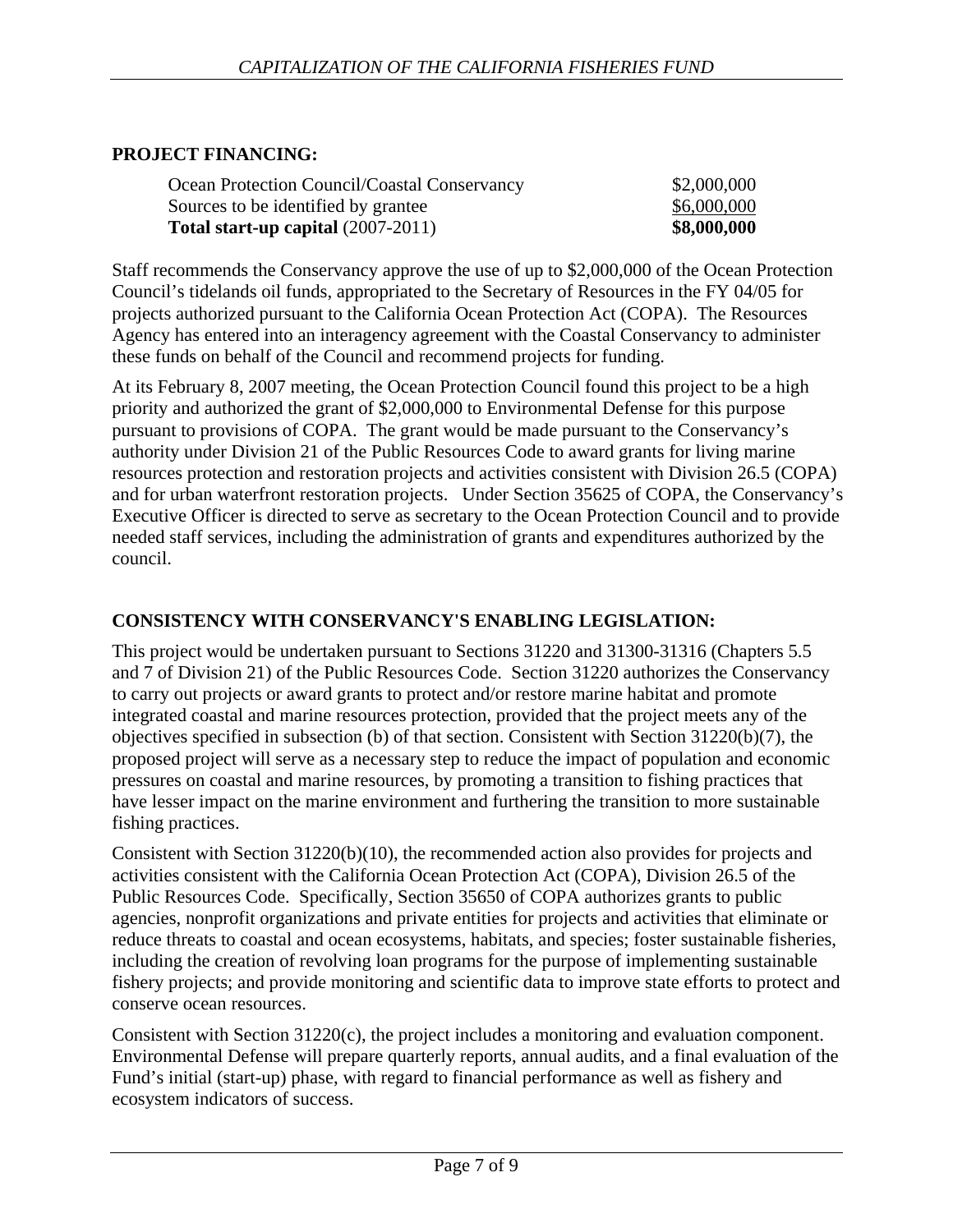## PROJECT FINANCING:

| | |
|---|---|
| Ocean Protection Council/Coastal Conservancy | \$2,000,000 |
| Sources to be identified by grantee | \$6,000,000 |
| **Total start-up capital** (2007-2011) | **\$8,000,000** |

Staff recommends the Conservancy approve the use of up to \$2,000,000 of the Ocean Protection Council's tidelands oil funds, appropriated to the Secretary of Resources in the FY 04/05 for projects authorized pursuant to the California Ocean Protection Act (COPA). The Resources Agency has entered into an interagency agreement with the Coastal Conservancy to administer these funds on behalf of the Council and recommend projects for funding.

At its February 8, 2007 meeting, the Ocean Protection Council found this project to be a high priority and authorized the grant of \$2,000,000 to Environmental Defense for this purpose pursuant to provisions of COPA. The grant would be made pursuant to the Conservancy's authority under Division 21 of the Public Resources Code to award grants for living marine resources protection and restoration projects and activities consistent with Division 26.5 (COPA) and for urban waterfront restoration projects. Under Section 35625 of COPA, the Conservancy's Executive Officer is directed to serve as secretary to the Ocean Protection Council and to provide needed staff services, including the administration of grants and expenditures authorized by the council.

## CONSISTENCY WITH CONSERVANCY'S ENABLING LEGISLATION:

This project would be undertaken pursuant to Sections 31220 and 31300-31316 (Chapters 5.5 and 7 of Division 21) of the Public Resources Code. Section 31220 authorizes the Conservancy to carry out projects or award grants to protect and/or restore marine habitat and promote integrated coastal and marine resources protection, provided that the project meets any of the objectives specified in subsection (b) of that section. Consistent with Section 31220(b)(7), the proposed project will serve as a necessary step to reduce the impact of population and economic pressures on coastal and marine resources, by promoting a transition to fishing practices that have lesser impact on the marine environment and furthering the transition to more sustainable fishing practices.

Consistent with Section 31220(b)(10), the recommended action also provides for projects and activities consistent with the California Ocean Protection Act (COPA), Division 26.5 of the Public Resources Code. Specifically, Section 35650 of COPA authorizes grants to public agencies, nonprofit organizations and private entities for projects and activities that eliminate or reduce threats to coastal and ocean ecosystems, habitats, and species; foster sustainable fisheries, including the creation of revolving loan programs for the purpose of implementing sustainable fishery projects; and provide monitoring and scientific data to improve state efforts to protect and conserve ocean resources.

Consistent with Section 31220(c), the project includes a monitoring and evaluation component. Environmental Defense will prepare quarterly reports, annual audits, and a final evaluation of the Fund's initial (start-up) phase, with regard to financial performance as well as fishery and ecosystem indicators of success.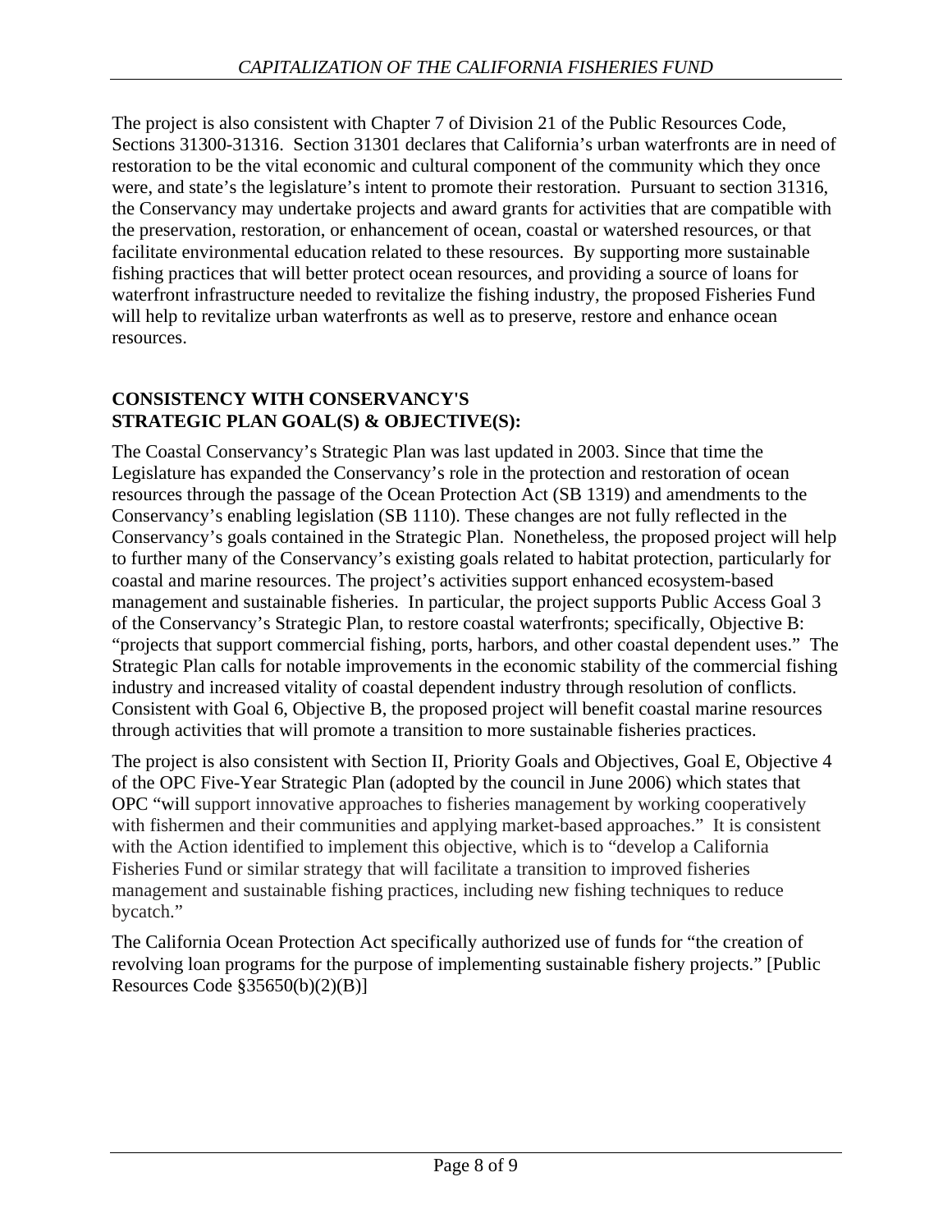The project is also consistent with Chapter 7 of Division 21 of the Public Resources Code, Sections 31300-31316. Section 31301 declares that California's urban waterfronts are in need of restoration to be the vital economic and cultural component of the community which they once were, and state's the legislature's intent to promote their restoration. Pursuant to section 31316, the Conservancy may undertake projects and award grants for activities that are compatible with the preservation, restoration, or enhancement of ocean, coastal or watershed resources, or that facilitate environmental education related to these resources. By supporting more sustainable fishing practices that will better protect ocean resources, and providing a source of loans for waterfront infrastructure needed to revitalize the fishing industry, the proposed Fisheries Fund will help to revitalize urban waterfronts as well as to preserve, restore and enhance ocean resources.

**CONSISTENCY WITH CONSERVANCY'S STRATEGIC PLAN GOAL(S) & OBJECTIVE(S):**

The Coastal Conservancy's Strategic Plan was last updated in 2003. Since that time the Legislature has expanded the Conservancy's role in the protection and restoration of ocean resources through the passage of the Ocean Protection Act (SB 1319) and amendments to the Conservancy's enabling legislation (SB 1110). These changes are not fully reflected in the Conservancy's goals contained in the Strategic Plan. Nonetheless, the proposed project will help to further many of the Conservancy's existing goals related to habitat protection, particularly for coastal and marine resources. The project's activities support enhanced ecosystem-based management and sustainable fisheries. In particular, the project supports Public Access Goal 3 of the Conservancy's Strategic Plan, to restore coastal waterfronts; specifically, Objective B: "projects that support commercial fishing, ports, harbors, and other coastal dependent uses." The Strategic Plan calls for notable improvements in the economic stability of the commercial fishing industry and increased vitality of coastal dependent industry through resolution of conflicts. Consistent with Goal 6, Objective B, the proposed project will benefit coastal marine resources through activities that will promote a transition to more sustainable fisheries practices.

The project is also consistent with Section II, Priority Goals and Objectives, Goal E, Objective 4 of the OPC Five-Year Strategic Plan (adopted by the council in June 2006) which states that OPC "will support innovative approaches to fisheries management by working cooperatively with fishermen and their communities and applying market-based approaches." It is consistent with the Action identified to implement this objective, which is to "develop a California Fisheries Fund or similar strategy that will facilitate a transition to improved fisheries management and sustainable fishing practices, including new fishing techniques to reduce bycatch."

The California Ocean Protection Act specifically authorized use of funds for "the creation of revolving loan programs for the purpose of implementing sustainable fishery projects." [Public Resources Code §35650(b)(2)(B)]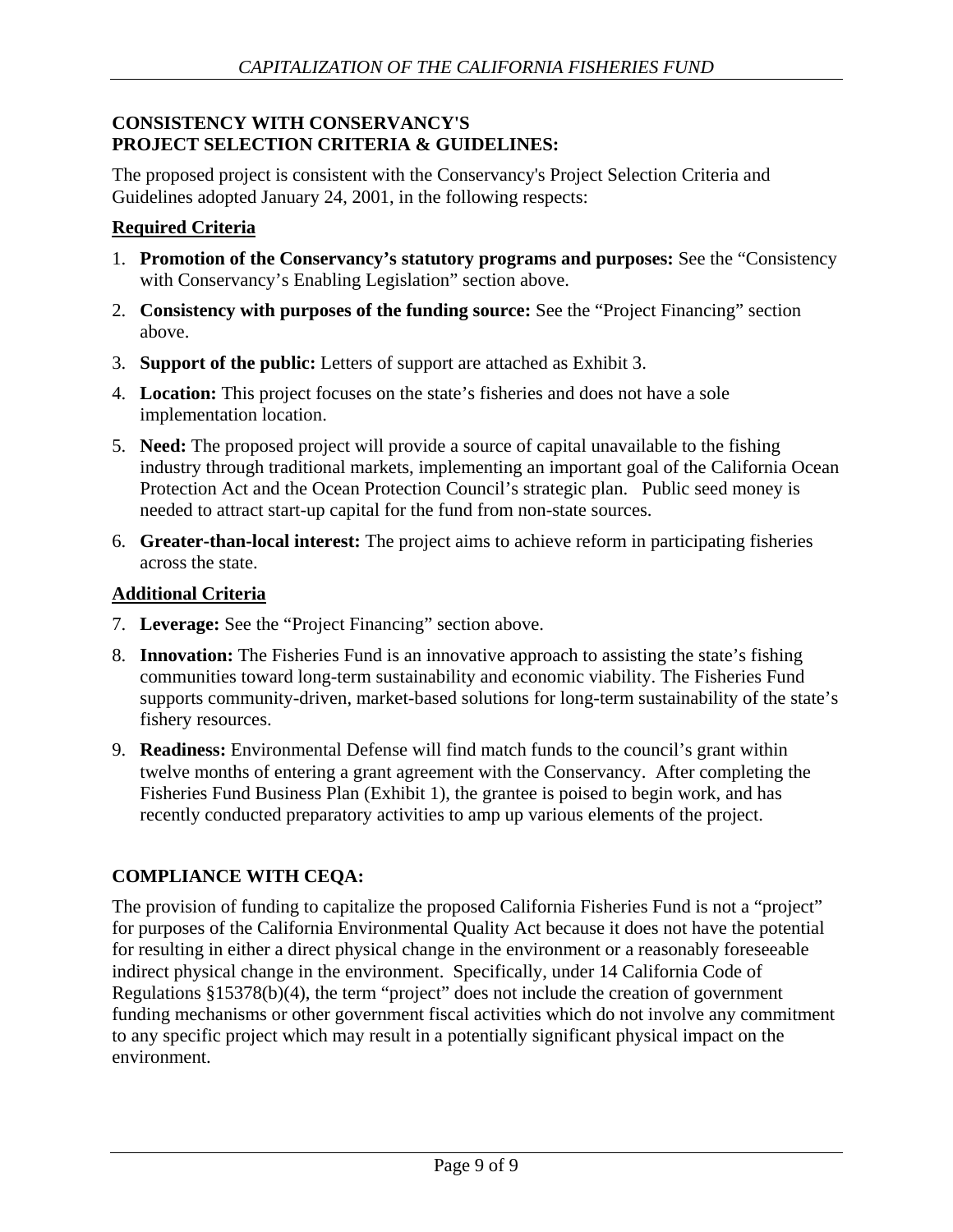## CONSISTENCY WITH CONSERVANCY'S PROJECT SELECTION CRITERIA & GUIDELINES:

The proposed project is consistent with the Conservancy's Project Selection Criteria and Guidelines adopted January 24, 2001, in the following respects:

### Required Criteria

1. **Promotion of the Conservancy's statutory programs and purposes:** See the "Consistency with Conservancy's Enabling Legislation" section above.
2. **Consistency with purposes of the funding source:** See the "Project Financing" section above.
3. **Support of the public:** Letters of support are attached as Exhibit 3.
4. **Location:** This project focuses on the state's fisheries and does not have a sole implementation location.
5. **Need:** The proposed project will provide a source of capital unavailable to the fishing industry through traditional markets, implementing an important goal of the California Ocean Protection Act and the Ocean Protection Council's strategic plan. Public seed money is needed to attract start-up capital for the fund from non-state sources.
6. **Greater-than-local interest:** The project aims to achieve reform in participating fisheries across the state.

### Additional Criteria

7. **Leverage:** See the "Project Financing" section above.
8. **Innovation:** The Fisheries Fund is an innovative approach to assisting the state's fishing communities toward long-term sustainability and economic viability. The Fisheries Fund supports community-driven, market-based solutions for long-term sustainability of the state's fishery resources.
9. **Readiness:** Environmental Defense will find match funds to the council's grant within twelve months of entering a grant agreement with the Conservancy. After completing the Fisheries Fund Business Plan (Exhibit 1), the grantee is poised to begin work, and has recently conducted preparatory activities to amp up various elements of the project.

## COMPLIANCE WITH CEQA:

The provision of funding to capitalize the proposed California Fisheries Fund is not a "project" for purposes of the California Environmental Quality Act because it does not have the potential for resulting in either a direct physical change in the environment or a reasonably foreseeable indirect physical change in the environment. Specifically, under 14 California Code of Regulations §15378(b)(4), the term "project" does not include the creation of government funding mechanisms or other government fiscal activities which do not involve any commitment to any specific project which may result in a potentially significant physical impact on the environment.